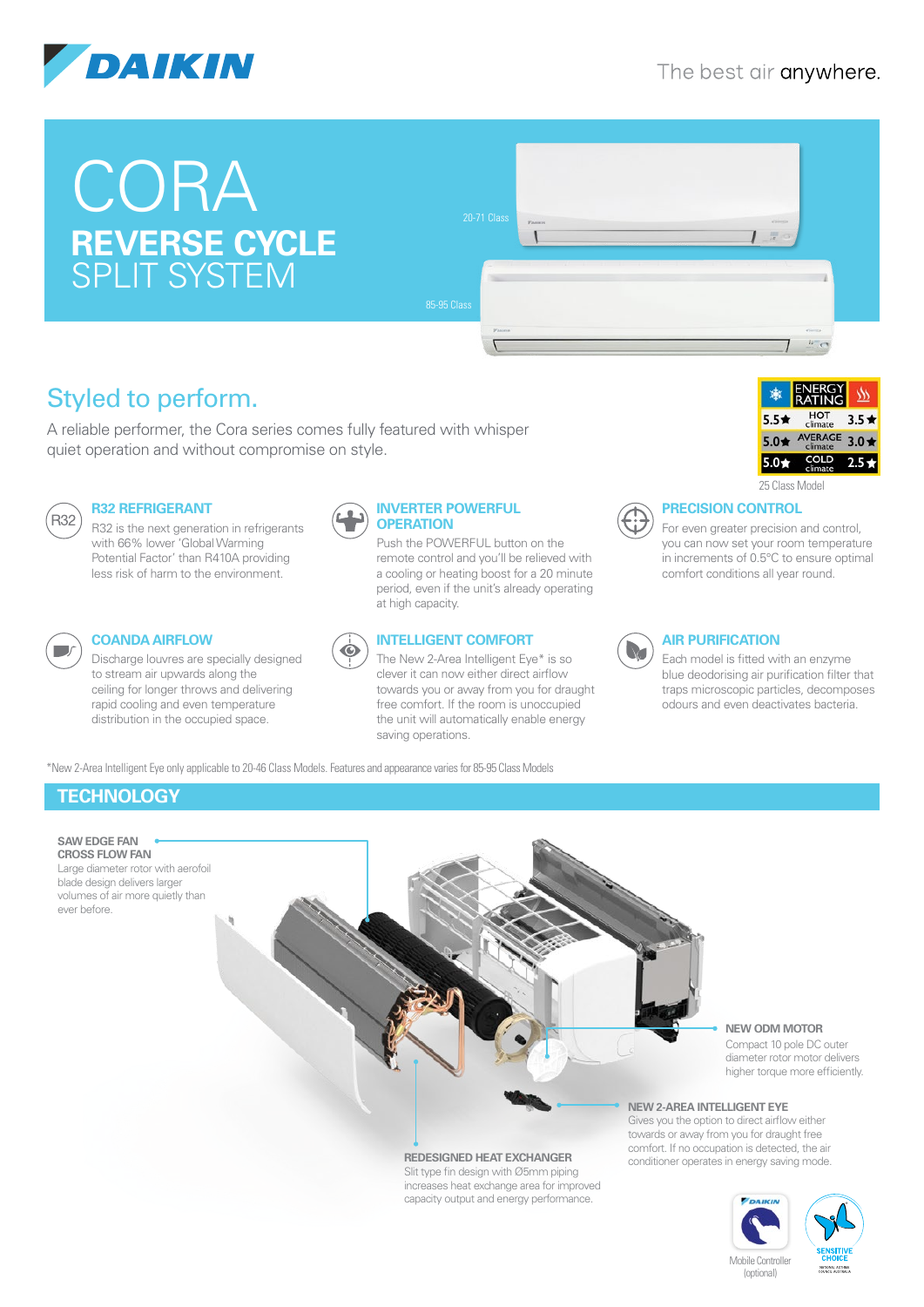DAIKIN

The best air anywhere.

# CORA
## REVERSE CYCLE SPLIT SYSTEM

20-71 Class

85-95 Class

## Styled to perform.

A reliable performer, the Cora series comes fully featured with whisper quiet operation and without compromise on style.

| Cooling | ENERGY RATING | Heating |
|---|---|---|
| 5.5★ | HOT climate | 3.5★ |
| 5.0★ | AVERAGE climate | 3.0★ |
| 5.0★ | COLD climate | 2.5★ |

25 Class Model

### R32 REFRIGERANT

R32 is the next generation in refrigerants with 66% lower 'Global Warming Potential Factor' than R410A providing less risk of harm to the environment.

### INVERTER POWERFUL OPERATION

Push the POWERFUL button on the remote control and you'll be relieved with a cooling or heating boost for a 20 minute period, even if the unit's already operating at high capacity.

### PRECISION CONTROL

For even greater precision and control, you can now set your room temperature in increments of 0.5°C to ensure optimal comfort conditions all year round.

### COANDA AIRFLOW

Discharge louvres are specially designed to stream air upwards along the ceiling for longer throws and delivering rapid cooling and even temperature distribution in the occupied space.

### INTELLIGENT COMFORT

The New 2-Area Intelligent Eye* is so clever it can now either direct airflow towards you or away from you for draught free comfort. If the room is unoccupied the unit will automatically enable energy saving operations.

### AIR PURIFICATION

Each model is fitted with an enzyme blue deodorising air purification filter that traps microscopic particles, decomposes odours and even deactivates bacteria.

*New 2-Area Intelligent Eye only applicable to 20-46 Class Models. Features and appearance varies for 85-95 Class Models

## TECHNOLOGY

**SAW EDGE FAN CROSS FLOW FAN**
Large diameter rotor with aerofoil blade design delivers larger volumes of air more quietly than ever before.

**NEW ODM MOTOR**
Compact 10 pole DC outer diameter rotor motor delivers higher torque more efficiently.

**NEW 2-AREA INTELLIGENT EYE**
Gives you the option to direct airflow either towards or away from you for draught free comfort. If no occupation is detected, the air conditioner operates in energy saving mode.

**REDESIGNED HEAT EXCHANGER**
Slit type fin design with Ø5mm piping increases heat exchange area for improved capacity output and energy performance.

Mobile Controller (optional)

SENSITIVE CHOICE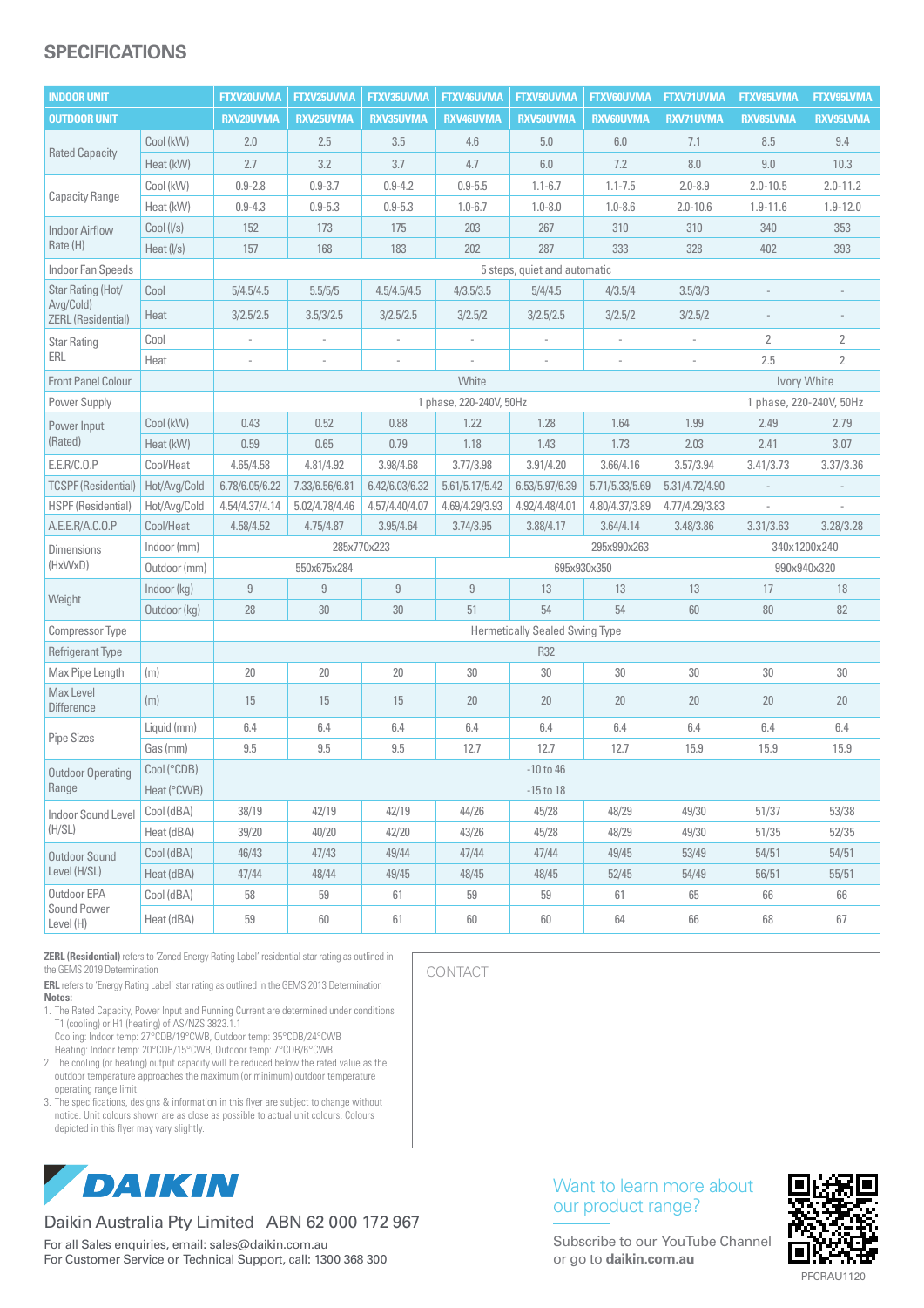## SPECIFICATIONS

| INDOOR UNIT | | FTXV20UVMA | FTXV25UVMA | FTXV35UVMA | FTXV46UVMA | FTXV50UVMA | FTXV60UVMA | FTXV71UVMA | FTXV85LVMA | FTXV95LVMA |
|---|---|---|---|---|---|---|---|---|---|---|
| OUTDOOR UNIT | | RXV20UVMA | RXV25UVMA | RXV35UVMA | RXV46UVMA | RXV50UVMA | RXV60UVMA | RXV71UVMA | RXV85LVMA | RXV95LVMA |
| Rated Capacity | Cool (kW) | 2.0 | 2.5 | 3.5 | 4.6 | 5.0 | 6.0 | 7.1 | 8.5 | 9.4 |
| | Heat (kW) | 2.7 | 3.2 | 3.7 | 4.7 | 6.0 | 7.2 | 8.0 | 9.0 | 10.3 |
| Capacity Range | Cool (kW) | 0.9-2.8 | 0.9-3.7 | 0.9-4.2 | 0.9-5.5 | 1.1-6.7 | 1.1-7.5 | 2.0-8.9 | 2.0-10.5 | 2.0-11.2 |
| | Heat (kW) | 0.9-4.3 | 0.9-5.3 | 0.9-5.3 | 1.0-6.7 | 1.0-8.0 | 1.0-8.6 | 2.0-10.6 | 1.9-11.6 | 1.9-12.0 |
| Indoor Airflow Rate (H) | Cool (l/s) | 152 | 173 | 175 | 203 | 267 | 310 | 310 | 340 | 353 |
| | Heat (l/s) | 157 | 168 | 183 | 202 | 287 | 333 | 328 | 402 | 393 |
| Indoor Fan Speeds | | 5 steps, quiet and automatic | | | | | | | | |
| Star Rating (Hot/Avg/Cold) ZERL (Residential) | Cool | 5/4.5/4.5 | 5.5/5/5 | 4.5/4.5/4.5 | 4/3.5/3.5 | 5/4/4.5 | 4/3.5/4 | 3.5/3/3 | - | - |
| | Heat | 3/2.5/2.5 | 3.5/3/2.5 | 3/2.5/2.5 | 3/2.5/2 | 3/2.5/2.5 | 3/2.5/2 | 3/2.5/2 | - | - |
| Star Rating ERL | Cool | - | - | - | - | - | - | - | 2 | 2 |
| | Heat | - | - | - | - | - | - | - | 2.5 | 2 |
| Front Panel Colour | | White | | | | | | | Ivory White | |
| Power Supply | | 1 phase, 220-240V, 50Hz | | | | | | | 1 phase, 220-240V, 50Hz | |
| Power Input (Rated) | Cool (kW) | 0.43 | 0.52 | 0.88 | 1.22 | 1.28 | 1.64 | 1.99 | 2.49 | 2.79 |
| | Heat (kW) | 0.59 | 0.65 | 0.79 | 1.18 | 1.43 | 1.73 | 2.03 | 2.41 | 3.07 |
| E.E.R/C.O.P | Cool/Heat | 4.65/4.58 | 4.81/4.92 | 3.98/4.68 | 3.77/3.98 | 3.91/4.20 | 3.66/4.16 | 3.57/3.94 | 3.41/3.73 | 3.37/3.36 |
| TCSPF (Residential) | Hot/Avg/Cold | 6.78/6.05/6.22 | 7.33/6.56/6.81 | 6.42/6.03/6.32 | 5.61/5.17/5.42 | 6.53/5.97/6.39 | 5.71/5.33/5.69 | 5.31/4.72/4.90 | - | - |
| HSPF (Residential) | Hot/Avg/Cold | 4.54/4.37/4.14 | 5.02/4.78/4.46 | 4.57/4.40/4.07 | 4.69/4.29/3.93 | 4.92/4.48/4.01 | 4.80/4.37/3.89 | 4.77/4.29/3.83 | - | - |
| A.E.E.R/A.C.O.P | Cool/Heat | 4.58/4.52 | 4.75/4.87 | 3.95/4.64 | 3.74/3.95 | 3.88/4.17 | 3.64/4.14 | 3.48/3.86 | 3.31/3.63 | 3.28/3.28 |
| Dimensions (HxWxD) | Indoor (mm) | 285x770x223 | | | | 295x990x263 | | | 340x1200x240 | |
| | Outdoor (mm) | 550x675x284 | | | 695x930x350 | | | | 990x940x320 | |
| Weight | Indoor (kg) | 9 | 9 | 9 | 9 | 13 | 13 | 13 | 17 | 18 |
| | Outdoor (kg) | 28 | 30 | 30 | 51 | 54 | 54 | 60 | 80 | 82 |
| Compressor Type | | Hermetically Sealed Swing Type | | | | | | | | |
| Refrigerant Type | | R32 | | | | | | | | |
| Max Pipe Length | (m) | 20 | 20 | 20 | 30 | 30 | 30 | 30 | 30 | 30 |
| Max Level Difference | (m) | 15 | 15 | 15 | 20 | 20 | 20 | 20 | 20 | 20 |
| Pipe Sizes | Liquid (mm) | 6.4 | 6.4 | 6.4 | 6.4 | 6.4 | 6.4 | 6.4 | 6.4 | 6.4 |
| | Gas (mm) | 9.5 | 9.5 | 9.5 | 12.7 | 12.7 | 12.7 | 15.9 | 15.9 | 15.9 |
| Outdoor Operating Range | Cool (°CDB) | -10 to 46 | | | | | | | | |
| | Heat (°CWB) | -15 to 18 | | | | | | | | |
| Indoor Sound Level (H/SL) | Cool (dBA) | 38/19 | 42/19 | 42/19 | 44/26 | 45/28 | 48/29 | 49/30 | 51/37 | 53/38 |
| | Heat (dBA) | 39/20 | 40/20 | 42/20 | 43/26 | 45/28 | 48/29 | 49/30 | 51/35 | 52/35 |
| Outdoor Sound Level (H/SL) | Cool (dBA) | 46/43 | 47/43 | 49/44 | 47/44 | 47/44 | 49/45 | 53/49 | 54/51 | 54/51 |
| | Heat (dBA) | 47/44 | 48/44 | 49/45 | 48/45 | 48/45 | 52/45 | 54/49 | 56/51 | 55/51 |
| Outdoor EPA Sound Power Level (H) | Cool (dBA) | 58 | 59 | 61 | 59 | 59 | 61 | 65 | 66 | 66 |
| | Heat (dBA) | 59 | 60 | 61 | 60 | 60 | 64 | 66 | 68 | 67 |

**ZERL (Residential)** refers to 'Zoned Energy Rating Label' residential star rating as outlined in the GEMS 2019 Determination

**ERL** refers to 'Energy Rating Label' star rating as outlined in the GEMS 2013 Determination

**Notes:**

1. The Rated Capacity, Power Input and Running Current are determined under conditions T1 (cooling) or H1 (heating) of AS/NZS 3823.1.1
   Cooling: Indoor temp: 27°CDB/19°CWB, Outdoor temp: 35°CDB/24°CWB
   Heating: Indoor temp: 20°CDB/15°CWB, Outdoor temp: 7°CDB/6°CWB
2. The cooling (or heating) output capacity will be reduced below the rated value as the outdoor temperature approaches the maximum (or minimum) outdoor temperature operating range limit.
3. The specifications, designs & information in this flyer are subject to change without notice. Unit colours shown are as close as possible to actual unit colours. Colours depicted in this flyer may vary slightly.

CONTACT

DAIKIN

Daikin Australia Pty Limited ABN 62 000 172 967

For all Sales enquiries, email: sales@daikin.com.au
For Customer Service or Technical Support, call: 1300 368 300

Want to learn more about our product range?

Subscribe to our YouTube Channel or go to **daikin.com.au**

PFCRAU1120